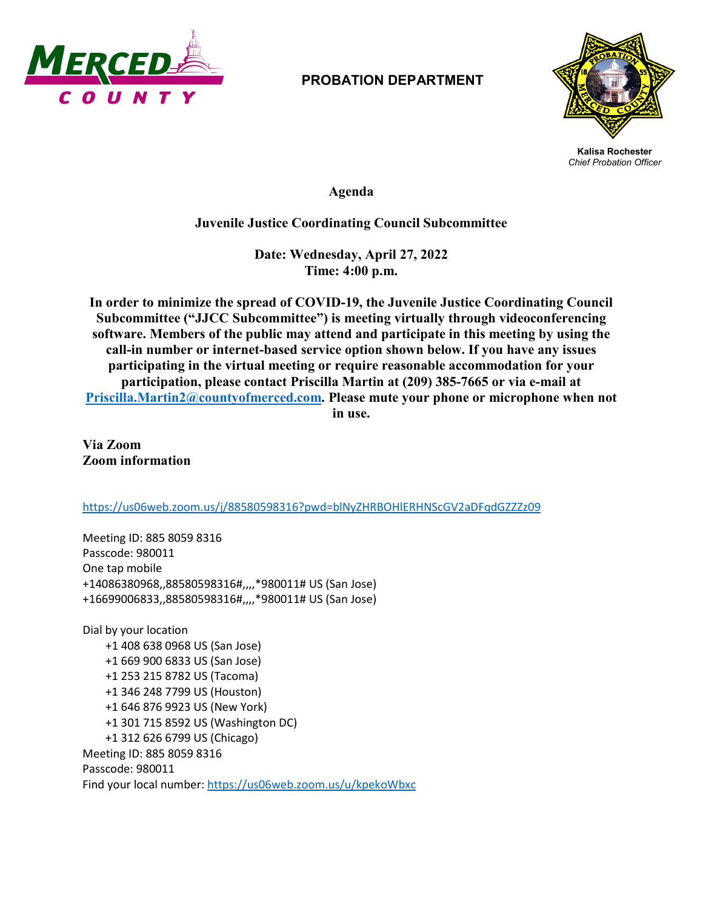MERCED COUNTY

**PROBATION DEPARTMENT**

**Kalisa Rochester**
*Chief Probation Officer*

# Agenda

## Juvenile Justice Coordinating Council Subcommittee

**Date: Wednesday, April 27, 2022**
**Time: 4:00 p.m.**

**In order to minimize the spread of COVID-19, the Juvenile Justice Coordinating Council Subcommittee ("JJCC Subcommittee") is meeting virtually through videoconferencing software. Members of the public may attend and participate in this meeting by using the call-in number or internet-based service option shown below. If you have any issues participating in the virtual meeting or require reasonable accommodation for your participation, please contact Priscilla Martin at (209) 385-7665 or via e-mail at [Priscilla.Martin2@countyofmerced.com](mailto:Priscilla.Martin2@countyofmerced.com). Please mute your phone or microphone when not in use.**

**Via Zoom**
**Zoom information**

https://us06web.zoom.us/j/88580598316?pwd=blNyZHRBOHlERHNScGV2aDFqdGZZZz09

Meeting ID: 885 8059 8316
Passcode: 980011
One tap mobile
+14086380968,,88580598316#,,,,*980011# US (San Jose)
+16699006833,,88580598316#,,,,*980011# US (San Jose)

Dial by your location
- +1 408 638 0968 US (San Jose)
- +1 669 900 6833 US (San Jose)
- +1 253 215 8782 US (Tacoma)
- +1 346 248 7799 US (Houston)
- +1 646 876 9923 US (New York)
- +1 301 715 8592 US (Washington DC)
- +1 312 626 6799 US (Chicago)

Meeting ID: 885 8059 8316
Passcode: 980011
Find your local number: https://us06web.zoom.us/u/kpekoWbxc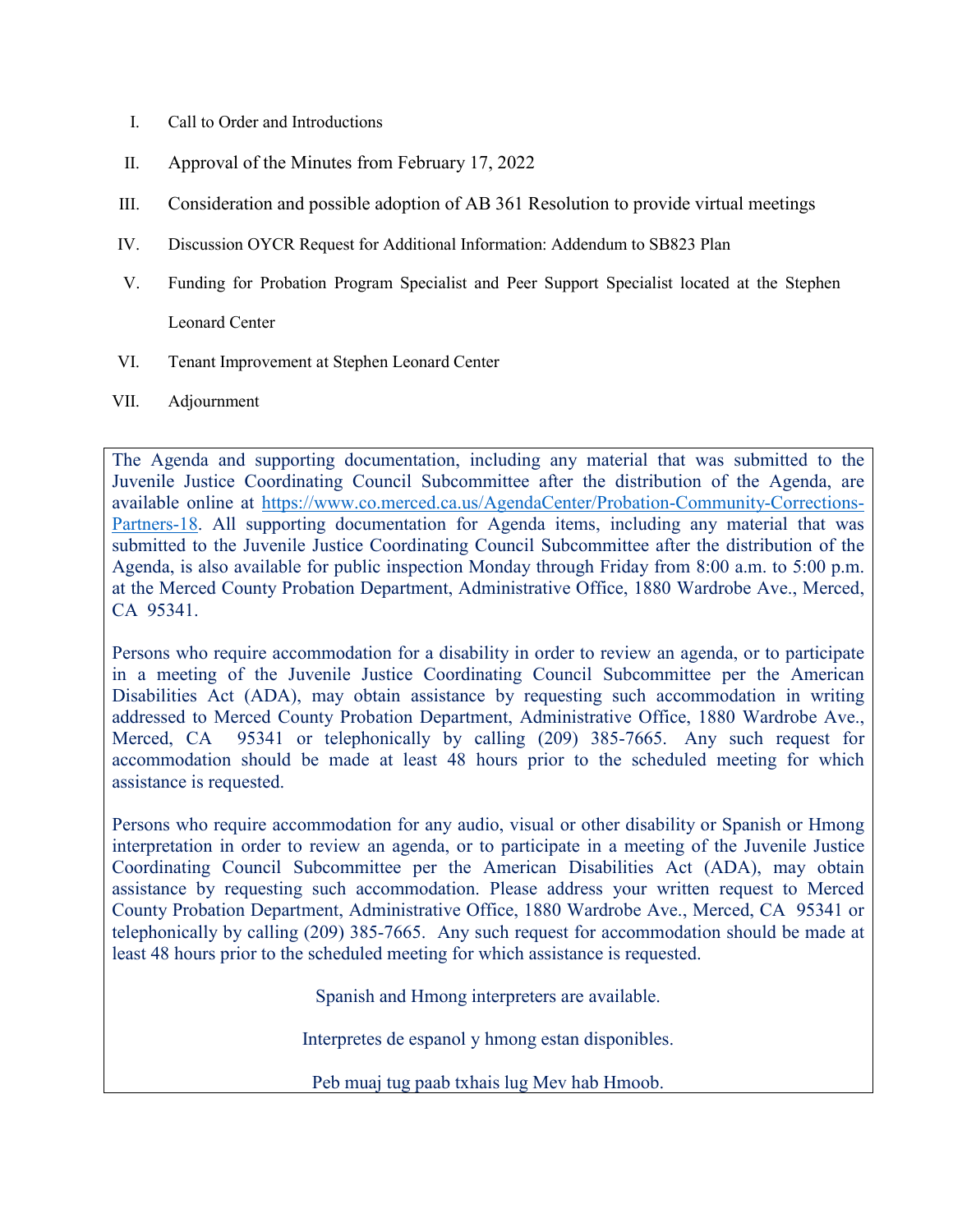I. Call to Order and Introductions

II. Approval of the Minutes from February 17, 2022

III. Consideration and possible adoption of AB 361 Resolution to provide virtual meetings

IV. Discussion OYCR Request for Additional Information: Addendum to SB823 Plan

V. Funding for Probation Program Specialist and Peer Support Specialist located at the Stephen Leonard Center

VI. Tenant Improvement at Stephen Leonard Center

VII. Adjournment

---

The Agenda and supporting documentation, including any material that was submitted to the Juvenile Justice Coordinating Council Subcommittee after the distribution of the Agenda, are available online at https://www.co.merced.ca.us/AgendaCenter/Probation-Community-Corrections-Partners-18. All supporting documentation for Agenda items, including any material that was submitted to the Juvenile Justice Coordinating Council Subcommittee after the distribution of the Agenda, is also available for public inspection Monday through Friday from 8:00 a.m. to 5:00 p.m. at the Merced County Probation Department, Administrative Office, 1880 Wardrobe Ave., Merced, CA 95341.

Persons who require accommodation for a disability in order to review an agenda, or to participate in a meeting of the Juvenile Justice Coordinating Council Subcommittee per the American Disabilities Act (ADA), may obtain assistance by requesting such accommodation in writing addressed to Merced County Probation Department, Administrative Office, 1880 Wardrobe Ave., Merced, CA 95341 or telephonically by calling (209) 385-7665. Any such request for accommodation should be made at least 48 hours prior to the scheduled meeting for which assistance is requested.

Persons who require accommodation for any audio, visual or other disability or Spanish or Hmong interpretation in order to review an agenda, or to participate in a meeting of the Juvenile Justice Coordinating Council Subcommittee per the American Disabilities Act (ADA), may obtain assistance by requesting such accommodation. Please address your written request to Merced County Probation Department, Administrative Office, 1880 Wardrobe Ave., Merced, CA 95341 or telephonically by calling (209) 385-7665. Any such request for accommodation should be made at least 48 hours prior to the scheduled meeting for which assistance is requested.

Spanish and Hmong interpreters are available.

Interpretes de espanol y hmong estan disponibles.

Peb muaj tug paab txhais lug Mev hab Hmoob.